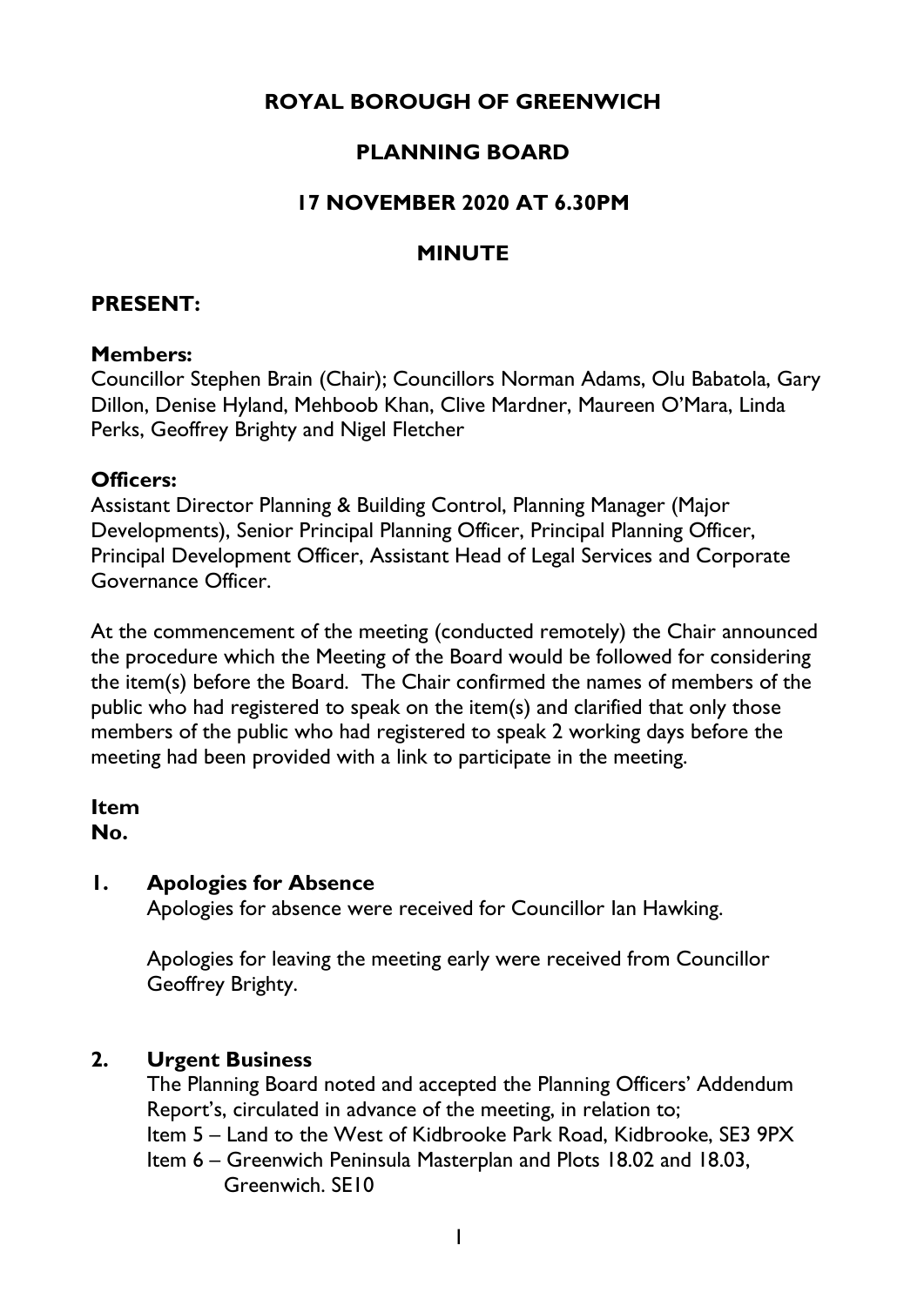# ROYAL BOROUGH OF GREENWICH

## PLANNING BOARD

## 17 NOVEMBER 2020 AT 6.30PM

## MINUTE

**PRESENT:**

**Members:**
Councillor Stephen Brain (Chair); Councillors Norman Adams, Olu Babatola, Gary Dillon, Denise Hyland, Mehboob Khan, Clive Mardner, Maureen O'Mara, Linda Perks, Geoffrey Brighty and Nigel Fletcher

**Officers:**
Assistant Director Planning & Building Control, Planning Manager (Major Developments), Senior Principal Planning Officer, Principal Planning Officer, Principal Development Officer, Assistant Head of Legal Services and Corporate Governance Officer.

At the commencement of the meeting (conducted remotely) the Chair announced the procedure which the Meeting of the Board would be followed for considering the item(s) before the Board. The Chair confirmed the names of members of the public who had registered to speak on the item(s) and clarified that only those members of the public who had registered to speak 2 working days before the meeting had been provided with a link to participate in the meeting.

**Item No.**

**1. Apologies for Absence**

Apologies for absence were received for Councillor Ian Hawking.

Apologies for leaving the meeting early were received from Councillor Geoffrey Brighty.

**2. Urgent Business**

The Planning Board noted and accepted the Planning Officers' Addendum Report's, circulated in advance of the meeting, in relation to;
Item 5 – Land to the West of Kidbrooke Park Road, Kidbrooke, SE3 9PX
Item 6 – Greenwich Peninsula Masterplan and Plots 18.02 and 18.03, Greenwich. SE10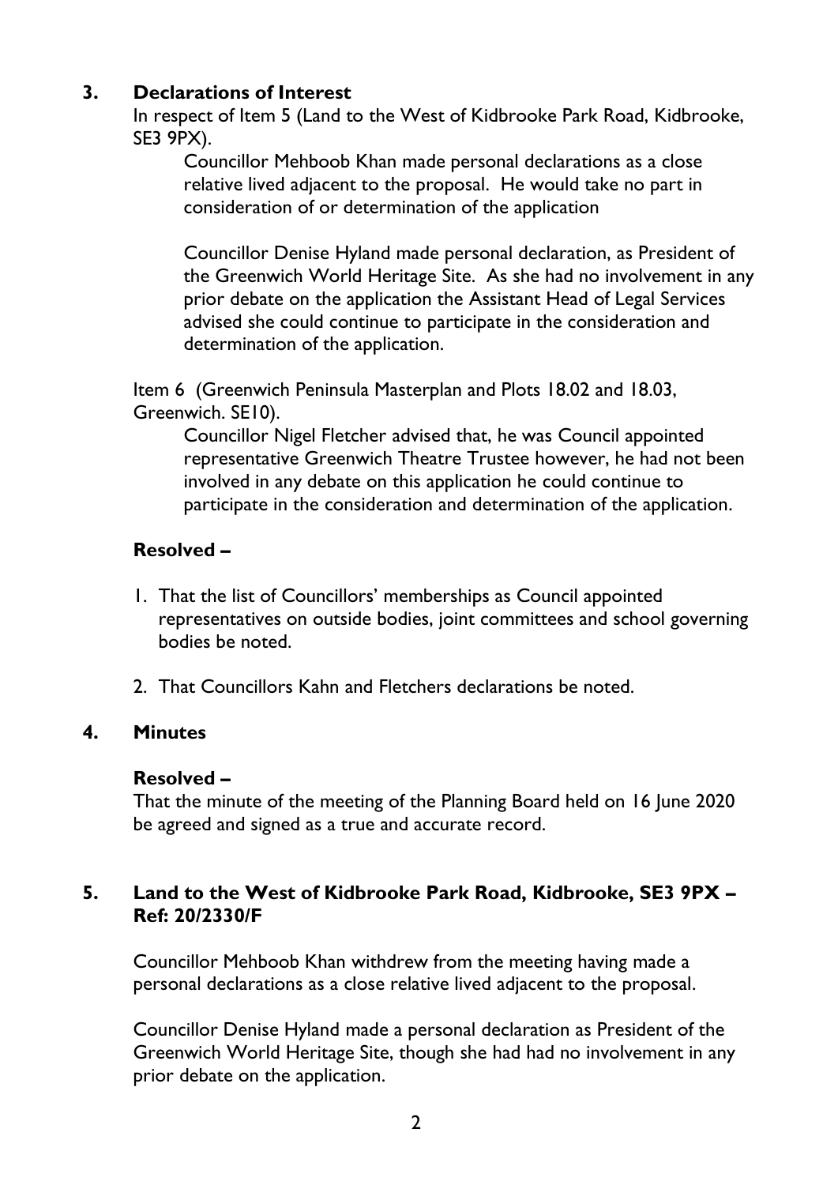## 3. Declarations of Interest

In respect of Item 5 (Land to the West of Kidbrooke Park Road, Kidbrooke, SE3 9PX).

Councillor Mehboob Khan made personal declarations as a close relative lived adjacent to the proposal. He would take no part in consideration of or determination of the application

Councillor Denise Hyland made personal declaration, as President of the Greenwich World Heritage Site. As she had no involvement in any prior debate on the application the Assistant Head of Legal Services advised she could continue to participate in the consideration and determination of the application.

Item 6 (Greenwich Peninsula Masterplan and Plots 18.02 and 18.03, Greenwich. SE10).

Councillor Nigel Fletcher advised that, he was Council appointed representative Greenwich Theatre Trustee however, he had not been involved in any debate on this application he could continue to participate in the consideration and determination of the application.

**Resolved –**

1. That the list of Councillors' memberships as Council appointed representatives on outside bodies, joint committees and school governing bodies be noted.
2. That Councillors Kahn and Fletchers declarations be noted.

## 4. Minutes

**Resolved –**

That the minute of the meeting of the Planning Board held on 16 June 2020 be agreed and signed as a true and accurate record.

## 5. Land to the West of Kidbrooke Park Road, Kidbrooke, SE3 9PX – Ref: 20/2330/F

Councillor Mehboob Khan withdrew from the meeting having made a personal declarations as a close relative lived adjacent to the proposal.

Councillor Denise Hyland made a personal declaration as President of the Greenwich World Heritage Site, though she had had no involvement in any prior debate on the application.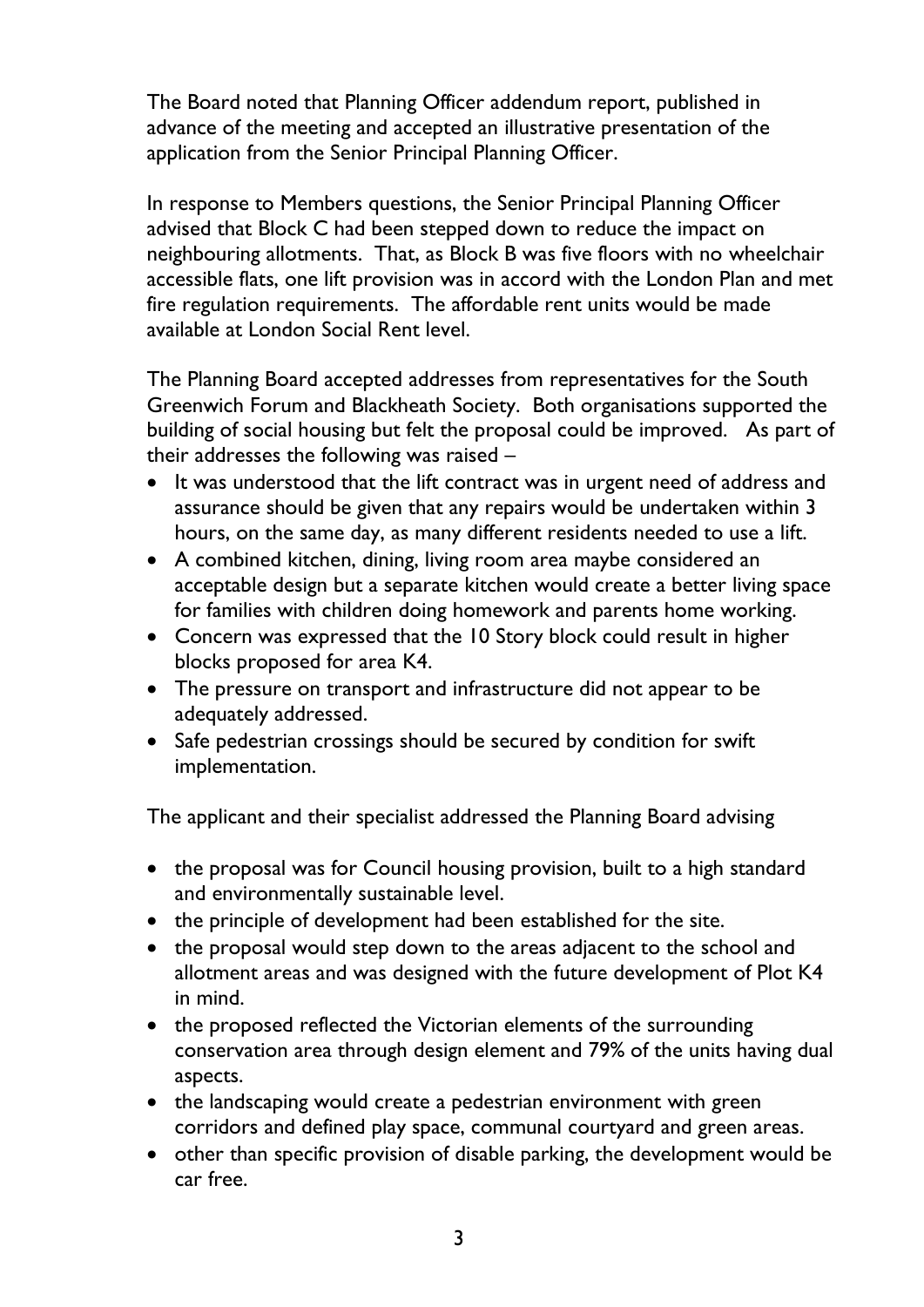The Board noted that Planning Officer addendum report, published in advance of the meeting and accepted an illustrative presentation of the application from the Senior Principal Planning Officer.

In response to Members questions, the Senior Principal Planning Officer advised that Block C had been stepped down to reduce the impact on neighbouring allotments. That, as Block B was five floors with no wheelchair accessible flats, one lift provision was in accord with the London Plan and met fire regulation requirements. The affordable rent units would be made available at London Social Rent level.

The Planning Board accepted addresses from representatives for the South Greenwich Forum and Blackheath Society. Both organisations supported the building of social housing but felt the proposal could be improved. As part of their addresses the following was raised –

- It was understood that the lift contract was in urgent need of address and assurance should be given that any repairs would be undertaken within 3 hours, on the same day, as many different residents needed to use a lift.
- A combined kitchen, dining, living room area maybe considered an acceptable design but a separate kitchen would create a better living space for families with children doing homework and parents home working.
- Concern was expressed that the 10 Story block could result in higher blocks proposed for area K4.
- The pressure on transport and infrastructure did not appear to be adequately addressed.
- Safe pedestrian crossings should be secured by condition for swift implementation.

The applicant and their specialist addressed the Planning Board advising

- the proposal was for Council housing provision, built to a high standard and environmentally sustainable level.
- the principle of development had been established for the site.
- the proposal would step down to the areas adjacent to the school and allotment areas and was designed with the future development of Plot K4 in mind.
- the proposed reflected the Victorian elements of the surrounding conservation area through design element and 79% of the units having dual aspects.
- the landscaping would create a pedestrian environment with green corridors and defined play space, communal courtyard and green areas.
- other than specific provision of disable parking, the development would be car free.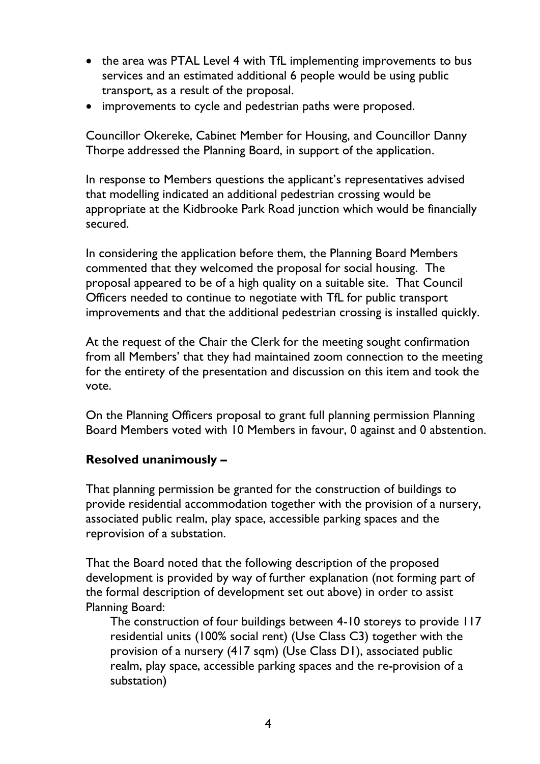- the area was PTAL Level 4 with TfL implementing improvements to bus services and an estimated additional 6 people would be using public transport, as a result of the proposal.
- improvements to cycle and pedestrian paths were proposed.

Councillor Okereke, Cabinet Member for Housing, and Councillor Danny Thorpe addressed the Planning Board, in support of the application.

In response to Members questions the applicant's representatives advised that modelling indicated an additional pedestrian crossing would be appropriate at the Kidbrooke Park Road junction which would be financially secured.

In considering the application before them, the Planning Board Members commented that they welcomed the proposal for social housing. The proposal appeared to be of a high quality on a suitable site. That Council Officers needed to continue to negotiate with TfL for public transport improvements and that the additional pedestrian crossing is installed quickly.

At the request of the Chair the Clerk for the meeting sought confirmation from all Members' that they had maintained zoom connection to the meeting for the entirety of the presentation and discussion on this item and took the vote.

On the Planning Officers proposal to grant full planning permission Planning Board Members voted with 10 Members in favour, 0 against and 0 abstention.

**Resolved unanimously –**

That planning permission be granted for the construction of buildings to provide residential accommodation together with the provision of a nursery, associated public realm, play space, accessible parking spaces and the reprovision of a substation.

That the Board noted that the following description of the proposed development is provided by way of further explanation (not forming part of the formal description of development set out above) in order to assist Planning Board:

> The construction of four buildings between 4-10 storeys to provide 117 residential units (100% social rent) (Use Class C3) together with the provision of a nursery (417 sqm) (Use Class D1), associated public realm, play space, accessible parking spaces and the re-provision of a substation)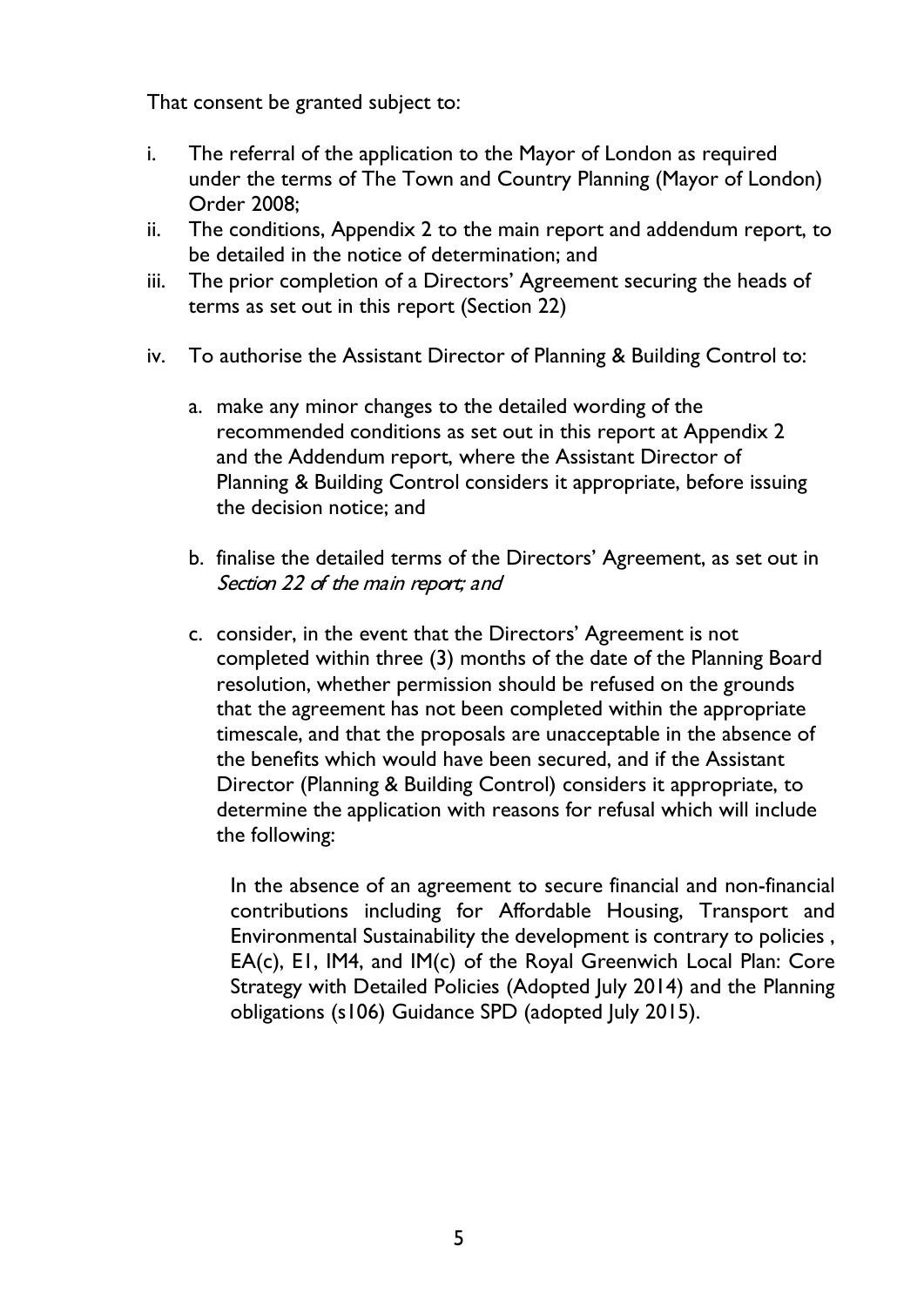That consent be granted subject to:

i. The referral of the application to the Mayor of London as required under the terms of The Town and Country Planning (Mayor of London) Order 2008;
ii. The conditions, Appendix 2 to the main report and addendum report, to be detailed in the notice of determination; and
iii. The prior completion of a Directors' Agreement securing the heads of terms as set out in this report (Section 22)
iv. To authorise the Assistant Director of Planning & Building Control to:

   a. make any minor changes to the detailed wording of the recommended conditions as set out in this report at Appendix 2 and the Addendum report, where the Assistant Director of Planning & Building Control considers it appropriate, before issuing the decision notice; and

   b. finalise the detailed terms of the Directors' Agreement, as set out in *Section 22 of the main report; and*

   c. consider, in the event that the Directors' Agreement is not completed within three (3) months of the date of the Planning Board resolution, whether permission should be refused on the grounds that the agreement has not been completed within the appropriate timescale, and that the proposals are unacceptable in the absence of the benefits which would have been secured, and if the Assistant Director (Planning & Building Control) considers it appropriate, to determine the application with reasons for refusal which will include the following:

      In the absence of an agreement to secure financial and non-financial contributions including for Affordable Housing, Transport and Environmental Sustainability the development is contrary to policies , EA(c), E1, IM4, and IM(c) of the Royal Greenwich Local Plan: Core Strategy with Detailed Policies (Adopted July 2014) and the Planning obligations (s106) Guidance SPD (adopted July 2015).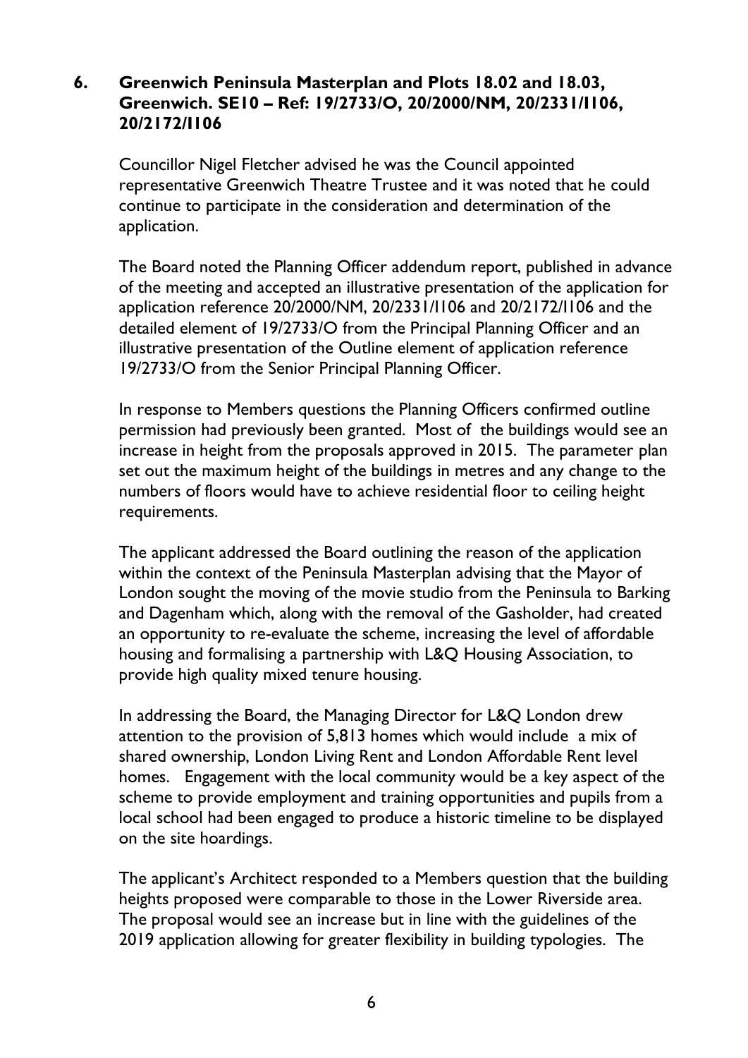## 6. Greenwich Peninsula Masterplan and Plots 18.02 and 18.03, Greenwich. SE10 – Ref: 19/2733/O, 20/2000/NM, 20/2331/I106, 20/2172/I106

Councillor Nigel Fletcher advised he was the Council appointed representative Greenwich Theatre Trustee and it was noted that he could continue to participate in the consideration and determination of the application.

The Board noted the Planning Officer addendum report, published in advance of the meeting and accepted an illustrative presentation of the application for application reference 20/2000/NM, 20/2331/I106 and 20/2172/I106 and the detailed element of 19/2733/O from the Principal Planning Officer and an illustrative presentation of the Outline element of application reference 19/2733/O from the Senior Principal Planning Officer.

In response to Members questions the Planning Officers confirmed outline permission had previously been granted. Most of the buildings would see an increase in height from the proposals approved in 2015. The parameter plan set out the maximum height of the buildings in metres and any change to the numbers of floors would have to achieve residential floor to ceiling height requirements.

The applicant addressed the Board outlining the reason of the application within the context of the Peninsula Masterplan advising that the Mayor of London sought the moving of the movie studio from the Peninsula to Barking and Dagenham which, along with the removal of the Gasholder, had created an opportunity to re-evaluate the scheme, increasing the level of affordable housing and formalising a partnership with L&Q Housing Association, to provide high quality mixed tenure housing.

In addressing the Board, the Managing Director for L&Q London drew attention to the provision of 5,813 homes which would include a mix of shared ownership, London Living Rent and London Affordable Rent level homes. Engagement with the local community would be a key aspect of the scheme to provide employment and training opportunities and pupils from a local school had been engaged to produce a historic timeline to be displayed on the site hoardings.

The applicant's Architect responded to a Members question that the building heights proposed were comparable to those in the Lower Riverside area. The proposal would see an increase but in line with the guidelines of the 2019 application allowing for greater flexibility in building typologies. The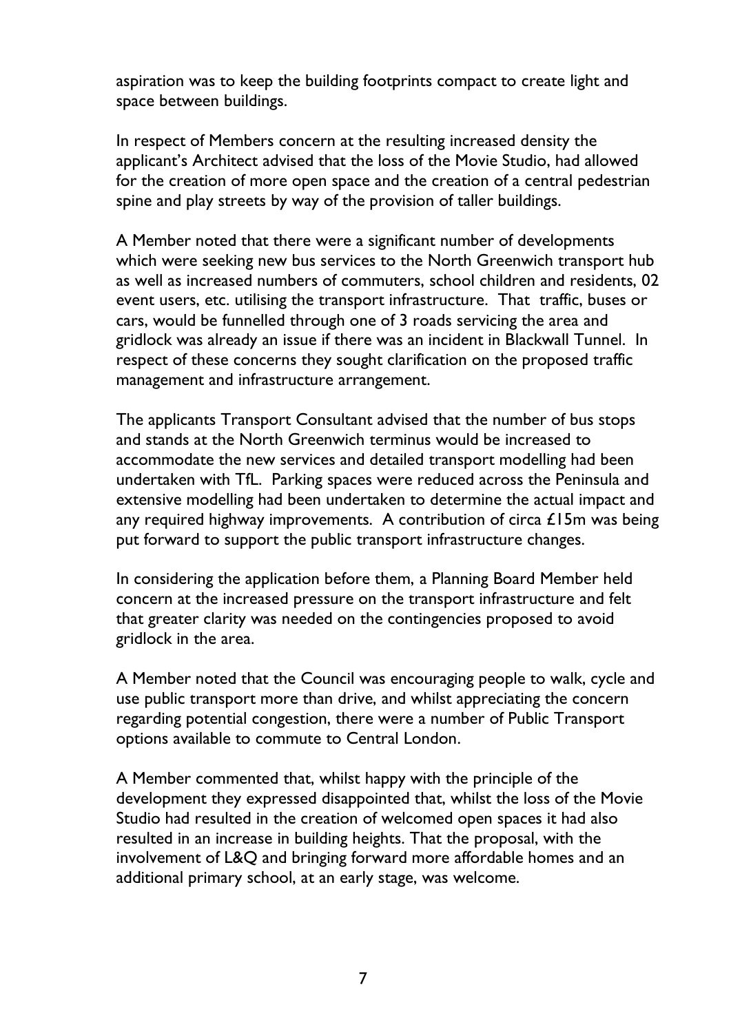aspiration was to keep the building footprints compact to create light and space between buildings.

In respect of Members concern at the resulting increased density the applicant's Architect advised that the loss of the Movie Studio, had allowed for the creation of more open space and the creation of a central pedestrian spine and play streets by way of the provision of taller buildings.

A Member noted that there were a significant number of developments which were seeking new bus services to the North Greenwich transport hub as well as increased numbers of commuters, school children and residents, 02 event users, etc. utilising the transport infrastructure. That traffic, buses or cars, would be funnelled through one of 3 roads servicing the area and gridlock was already an issue if there was an incident in Blackwall Tunnel. In respect of these concerns they sought clarification on the proposed traffic management and infrastructure arrangement.

The applicants Transport Consultant advised that the number of bus stops and stands at the North Greenwich terminus would be increased to accommodate the new services and detailed transport modelling had been undertaken with TfL. Parking spaces were reduced across the Peninsula and extensive modelling had been undertaken to determine the actual impact and any required highway improvements. A contribution of circa £15m was being put forward to support the public transport infrastructure changes.

In considering the application before them, a Planning Board Member held concern at the increased pressure on the transport infrastructure and felt that greater clarity was needed on the contingencies proposed to avoid gridlock in the area.

A Member noted that the Council was encouraging people to walk, cycle and use public transport more than drive, and whilst appreciating the concern regarding potential congestion, there were a number of Public Transport options available to commute to Central London.

A Member commented that, whilst happy with the principle of the development they expressed disappointed that, whilst the loss of the Movie Studio had resulted in the creation of welcomed open spaces it had also resulted in an increase in building heights. That the proposal, with the involvement of L&Q and bringing forward more affordable homes and an additional primary school, at an early stage, was welcome.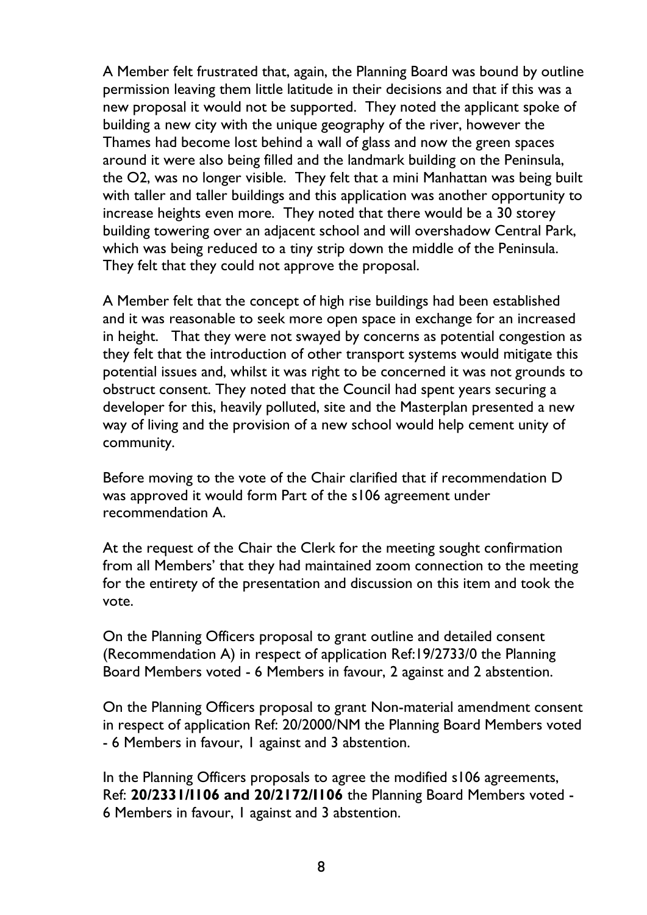A Member felt frustrated that, again, the Planning Board was bound by outline permission leaving them little latitude in their decisions and that if this was a new proposal it would not be supported. They noted the applicant spoke of building a new city with the unique geography of the river, however the Thames had become lost behind a wall of glass and now the green spaces around it were also being filled and the landmark building on the Peninsula, the O2, was no longer visible. They felt that a mini Manhattan was being built with taller and taller buildings and this application was another opportunity to increase heights even more. They noted that there would be a 30 storey building towering over an adjacent school and will overshadow Central Park, which was being reduced to a tiny strip down the middle of the Peninsula. They felt that they could not approve the proposal.

A Member felt that the concept of high rise buildings had been established and it was reasonable to seek more open space in exchange for an increased in height. That they were not swayed by concerns as potential congestion as they felt that the introduction of other transport systems would mitigate this potential issues and, whilst it was right to be concerned it was not grounds to obstruct consent. They noted that the Council had spent years securing a developer for this, heavily polluted, site and the Masterplan presented a new way of living and the provision of a new school would help cement unity of community.

Before moving to the vote of the Chair clarified that if recommendation D was approved it would form Part of the s106 agreement under recommendation A.

At the request of the Chair the Clerk for the meeting sought confirmation from all Members' that they had maintained zoom connection to the meeting for the entirety of the presentation and discussion on this item and took the vote.

On the Planning Officers proposal to grant outline and detailed consent (Recommendation A) in respect of application Ref:19/2733/0 the Planning Board Members voted - 6 Members in favour, 2 against and 2 abstention.

On the Planning Officers proposal to grant Non-material amendment consent in respect of application Ref: 20/2000/NM the Planning Board Members voted - 6 Members in favour, 1 against and 3 abstention.

In the Planning Officers proposals to agree the modified s106 agreements, Ref: **20/2331/I106 and 20/2172/I106** the Planning Board Members voted - 6 Members in favour, 1 against and 3 abstention.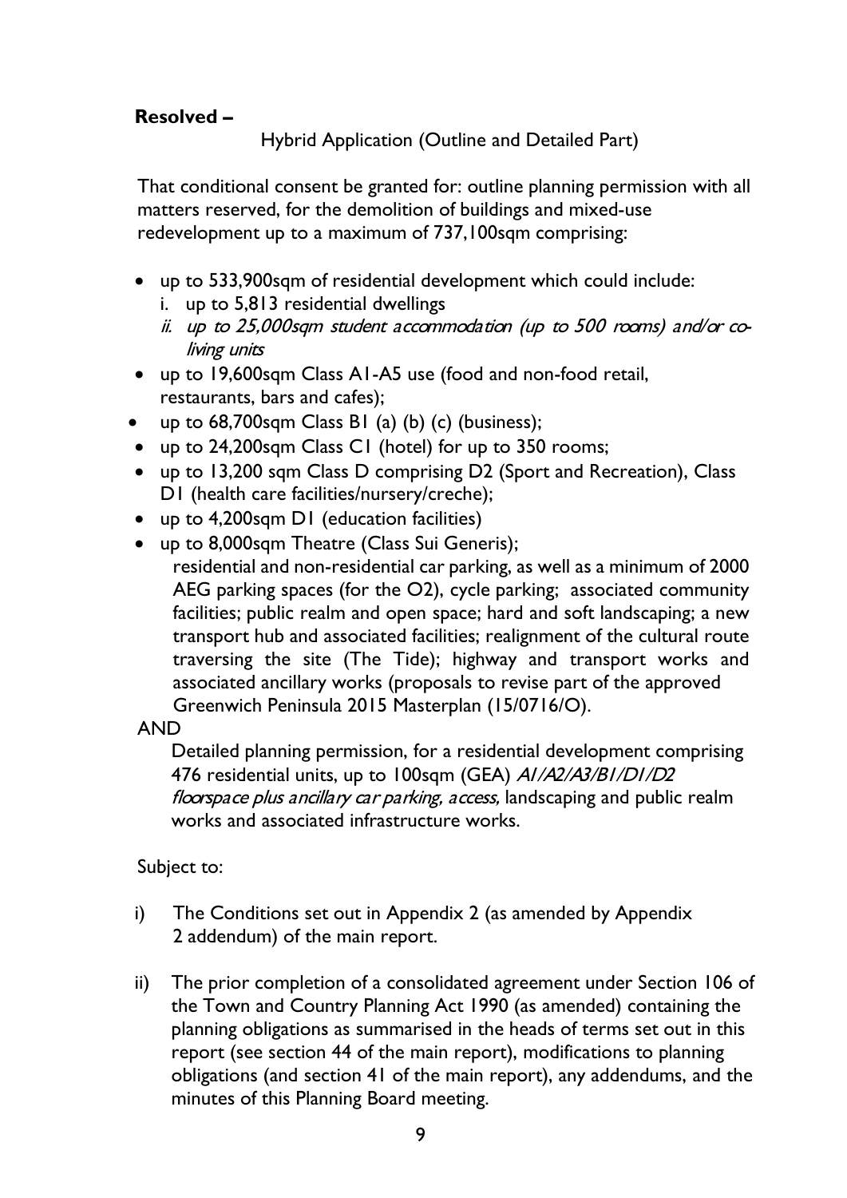**Resolved –**

Hybrid Application (Outline and Detailed Part)

That conditional consent be granted for: outline planning permission with all matters reserved, for the demolition of buildings and mixed-use redevelopment up to a maximum of 737,100sqm comprising:

- up to 533,900sqm of residential development which could include:
  - i. up to 5,813 residential dwellings
  - *ii. up to 25,000sqm student accommodation (up to 500 rooms) and/or co-living units*
- up to 19,600sqm Class A1-A5 use (food and non-food retail, restaurants, bars and cafes);
- up to 68,700sqm Class B1 (a) (b) (c) (business);
- up to 24,200sqm Class C1 (hotel) for up to 350 rooms;
- up to 13,200 sqm Class D comprising D2 (Sport and Recreation), Class D1 (health care facilities/nursery/creche);
- up to 4,200sqm D1 (education facilities)
- up to 8,000sqm Theatre (Class Sui Generis);

  residential and non-residential car parking, as well as a minimum of 2000 AEG parking spaces (for the O2), cycle parking; associated community facilities; public realm and open space; hard and soft landscaping; a new transport hub and associated facilities; realignment of the cultural route traversing the site (The Tide); highway and transport works and associated ancillary works (proposals to revise part of the approved Greenwich Peninsula 2015 Masterplan (15/0716/O).

AND

Detailed planning permission, for a residential development comprising 476 residential units, up to 100sqm (GEA) *A1/A2/A3/B1/D1/D2 floorspace plus ancillary car parking, access,* landscaping and public realm works and associated infrastructure works.

Subject to:

i) The Conditions set out in Appendix 2 (as amended by Appendix 2 addendum) of the main report.

ii) The prior completion of a consolidated agreement under Section 106 of the Town and Country Planning Act 1990 (as amended) containing the planning obligations as summarised in the heads of terms set out in this report (see section 44 of the main report), modifications to planning obligations (and section 41 of the main report), any addendums, and the minutes of this Planning Board meeting.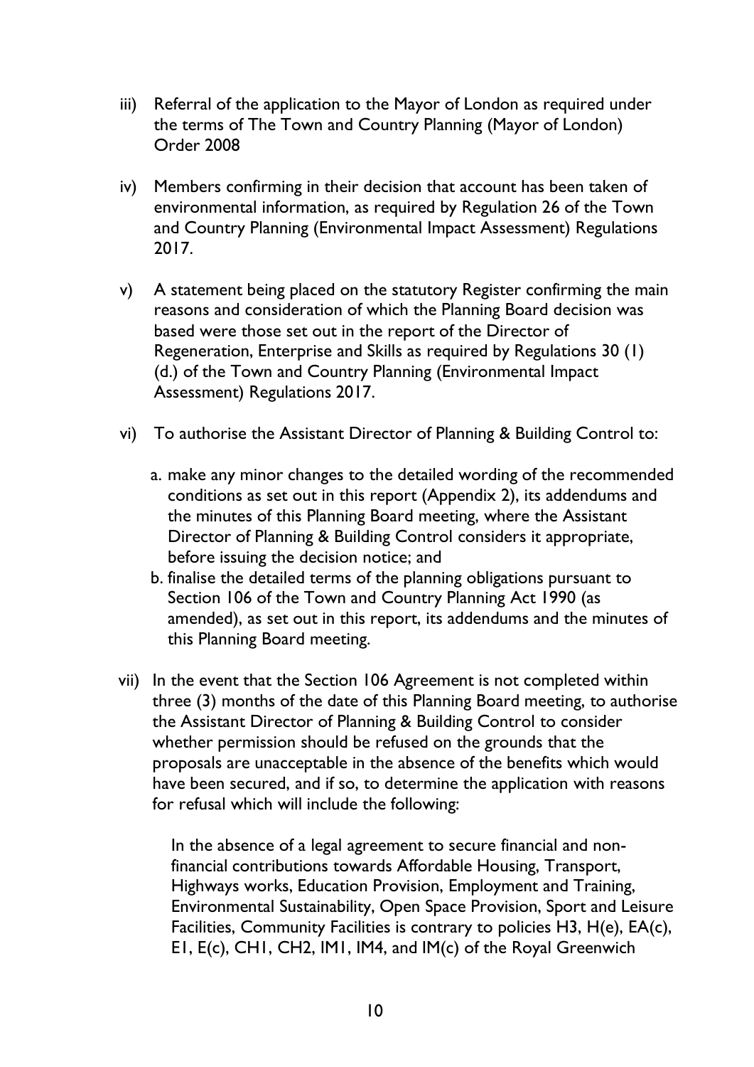iii) Referral of the application to the Mayor of London as required under the terms of The Town and Country Planning (Mayor of London) Order 2008

iv) Members confirming in their decision that account has been taken of environmental information, as required by Regulation 26 of the Town and Country Planning (Environmental Impact Assessment) Regulations 2017.

v) A statement being placed on the statutory Register confirming the main reasons and consideration of which the Planning Board decision was based were those set out in the report of the Director of Regeneration, Enterprise and Skills as required by Regulations 30 (1) (d.) of the Town and Country Planning (Environmental Impact Assessment) Regulations 2017.

vi) To authorise the Assistant Director of Planning & Building Control to:

   a. make any minor changes to the detailed wording of the recommended conditions as set out in this report (Appendix 2), its addendums and the minutes of this Planning Board meeting, where the Assistant Director of Planning & Building Control considers it appropriate, before issuing the decision notice; and
   b. finalise the detailed terms of the planning obligations pursuant to Section 106 of the Town and Country Planning Act 1990 (as amended), as set out in this report, its addendums and the minutes of this Planning Board meeting.

vii) In the event that the Section 106 Agreement is not completed within three (3) months of the date of this Planning Board meeting, to authorise the Assistant Director of Planning & Building Control to consider whether permission should be refused on the grounds that the proposals are unacceptable in the absence of the benefits which would have been secured, and if so, to determine the application with reasons for refusal which will include the following:

   In the absence of a legal agreement to secure financial and non-financial contributions towards Affordable Housing, Transport, Highways works, Education Provision, Employment and Training, Environmental Sustainability, Open Space Provision, Sport and Leisure Facilities, Community Facilities is contrary to policies H3, H(e), EA(c), E1, E(c), CH1, CH2, IM1, IM4, and IM(c) of the Royal Greenwich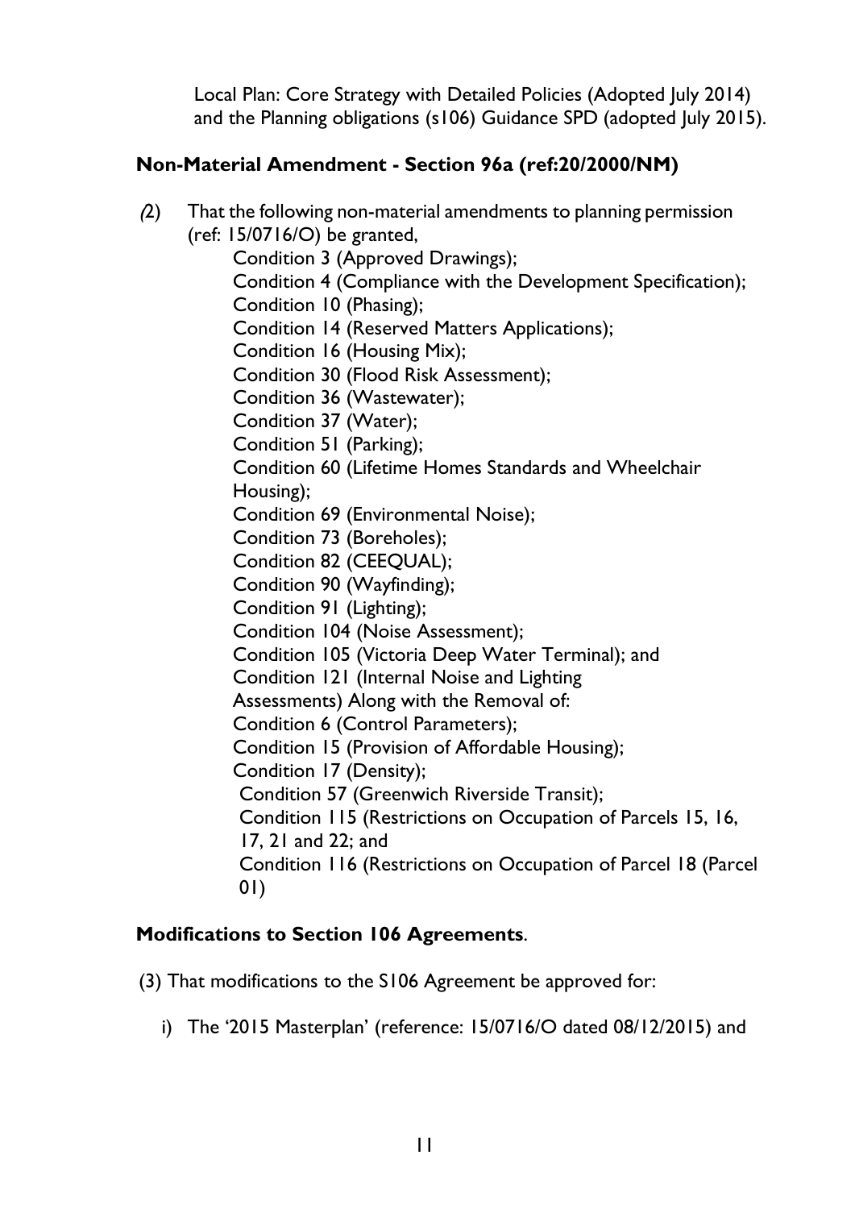Local Plan: Core Strategy with Detailed Policies (Adopted July 2014) and the Planning obligations (s106) Guidance SPD (adopted July 2015).

**Non-Material Amendment - Section 96a (ref:20/2000/NM)**

(2) That the following non-material amendments to planning permission (ref: 15/0716/O) be granted,

Condition 3 (Approved Drawings);
Condition 4 (Compliance with the Development Specification);
Condition 10 (Phasing);
Condition 14 (Reserved Matters Applications);
Condition 16 (Housing Mix);
Condition 30 (Flood Risk Assessment);
Condition 36 (Wastewater);
Condition 37 (Water);
Condition 51 (Parking);
Condition 60 (Lifetime Homes Standards and Wheelchair Housing);
Condition 69 (Environmental Noise);
Condition 73 (Boreholes);
Condition 82 (CEEQUAL);
Condition 90 (Wayfinding);
Condition 91 (Lighting);
Condition 104 (Noise Assessment);
Condition 105 (Victoria Deep Water Terminal); and
Condition 121 (Internal Noise and Lighting Assessments) Along with the Removal of:
Condition 6 (Control Parameters);
Condition 15 (Provision of Affordable Housing);
Condition 17 (Density);
Condition 57 (Greenwich Riverside Transit);
Condition 115 (Restrictions on Occupation of Parcels 15, 16, 17, 21 and 22; and
Condition 116 (Restrictions on Occupation of Parcel 18 (Parcel 01)

**Modifications to Section 106 Agreements**.

(3) That modifications to the S106 Agreement be approved for:

i) The '2015 Masterplan' (reference: 15/0716/O dated 08/12/2015) and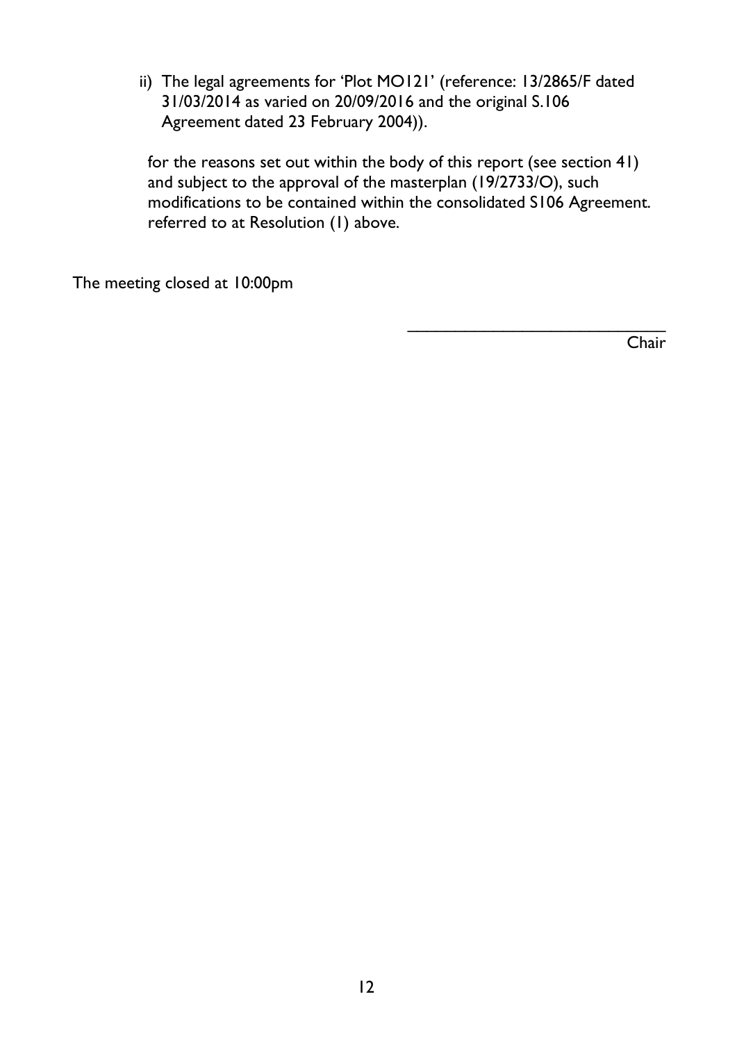ii) The legal agreements for 'Plot MO121' (reference: 13/2865/F dated 31/03/2014 as varied on 20/09/2016 and the original S.106 Agreement dated 23 February 2004)).

for the reasons set out within the body of this report (see section 41) and subject to the approval of the masterplan (19/2733/O), such modifications to be contained within the consolidated S106 Agreement. referred to at Resolution (1) above.

The meeting closed at 10:00pm

_____________________________
Chair